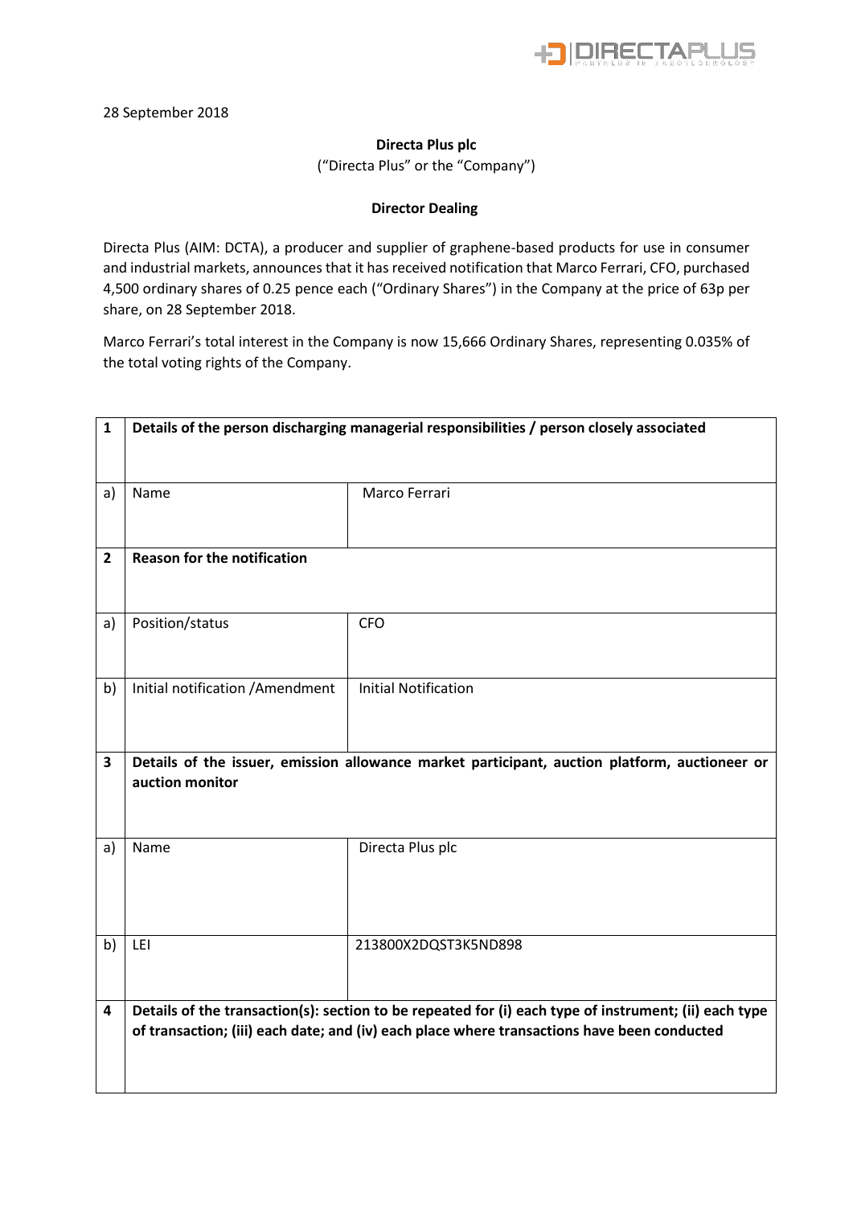28 September 2018

**Directa Plus plc**

("Directa Plus" or the "Company")

**Director Dealing**

Directa Plus (AIM: DCTA), a producer and supplier of graphene-based products for use in consumer and industrial markets, announces that it has received notification that Marco Ferrari, CFO, purchased 4,500 ordinary shares of 0.25 pence each ("Ordinary Shares") in the Company at the price of 63p per share, on 28 September 2018.

Marco Ferrari's total interest in the Company is now 15,666 Ordinary Shares, representing 0.035% of the total voting rights of the Company.

| | | |
|---|---|---|
| **1** | **Details of the person discharging managerial responsibilities / person closely associated** | |
| a) | Name | Marco Ferrari |
| **2** | **Reason for the notification** | |
| a) | Position/status | CFO |
| b) | Initial notification /Amendment | Initial Notification |
| **3** | **Details of the issuer, emission allowance market participant, auction platform, auctioneer or auction monitor** | |
| a) | Name | Directa Plus plc |
| b) | LEI | 213800X2DQST3K5ND898 |
| **4** | **Details of the transaction(s): section to be repeated for (i) each type of instrument; (ii) each type of transaction; (iii) each date; and (iv) each place where transactions have been conducted** | |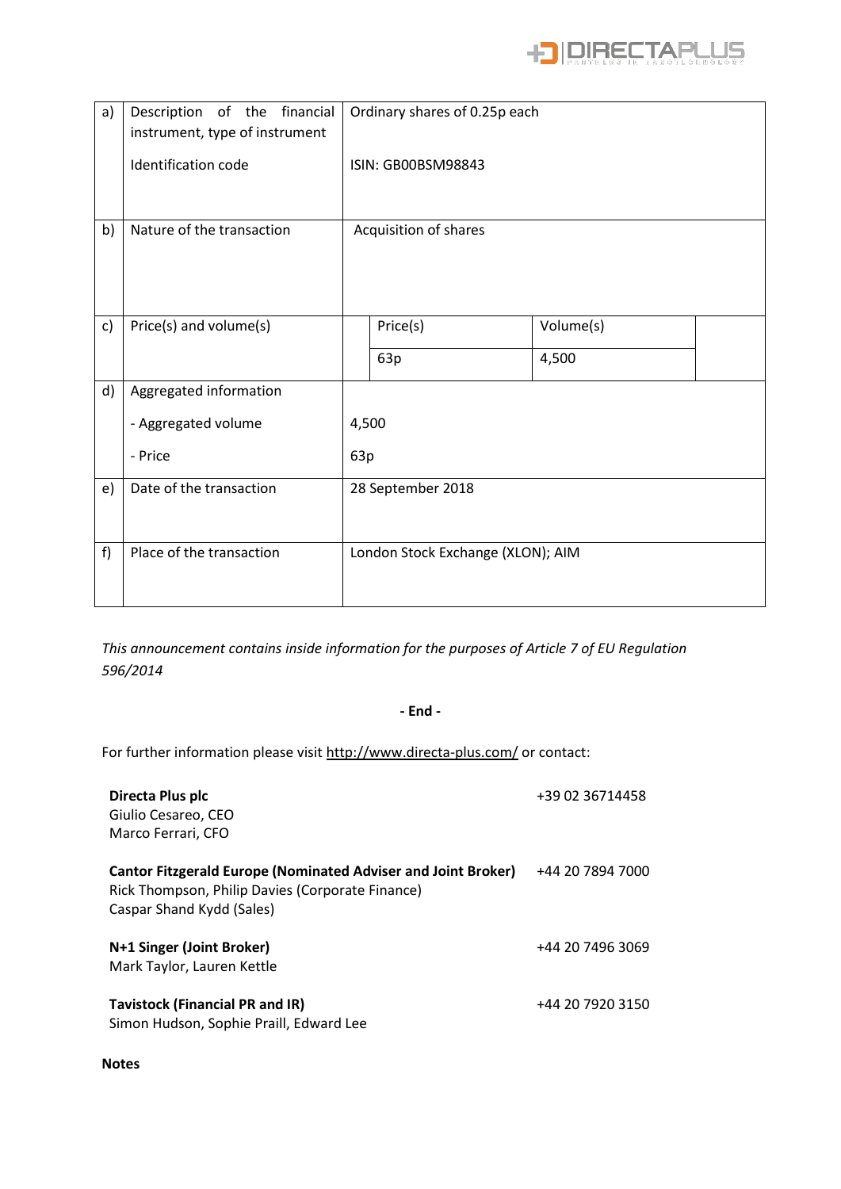| | | |
|---|---|---|
| a) | Description of the financial instrument, type of instrument<br><br>Identification code | Ordinary shares of 0.25p each<br><br>ISIN: GB00BSM98843 |
| b) | Nature of the transaction | Acquisition of shares |
| c) | Price(s) and volume(s) | Price(s): 63p<br>Volume(s): 4,500 |
| d) | Aggregated information<br><br>- Aggregated volume<br><br>- Price | <br><br>4,500<br><br>63p |
| e) | Date of the transaction | 28 September 2018 |
| f) | Place of the transaction | London Stock Exchange (XLON); AIM |

*This announcement contains inside information for the purposes of Article 7 of EU Regulation 596/2014*

**- End -**

For further information please visit http://www.directa-plus.com/ or contact:

| | |
|---|---|
| **Directa Plus plc**<br>Giulio Cesareo, CEO<br>Marco Ferrari, CFO | +39 02 36714458 |
| **Cantor Fitzgerald Europe (Nominated Adviser and Joint Broker)**<br>Rick Thompson, Philip Davies (Corporate Finance)<br>Caspar Shand Kydd (Sales) | +44 20 7894 7000 |
| **N+1 Singer (Joint Broker)**<br>Mark Taylor, Lauren Kettle | +44 20 7496 3069 |
| **Tavistock (Financial PR and IR)**<br>Simon Hudson, Sophie Praill, Edward Lee | +44 20 7920 3150 |

**Notes**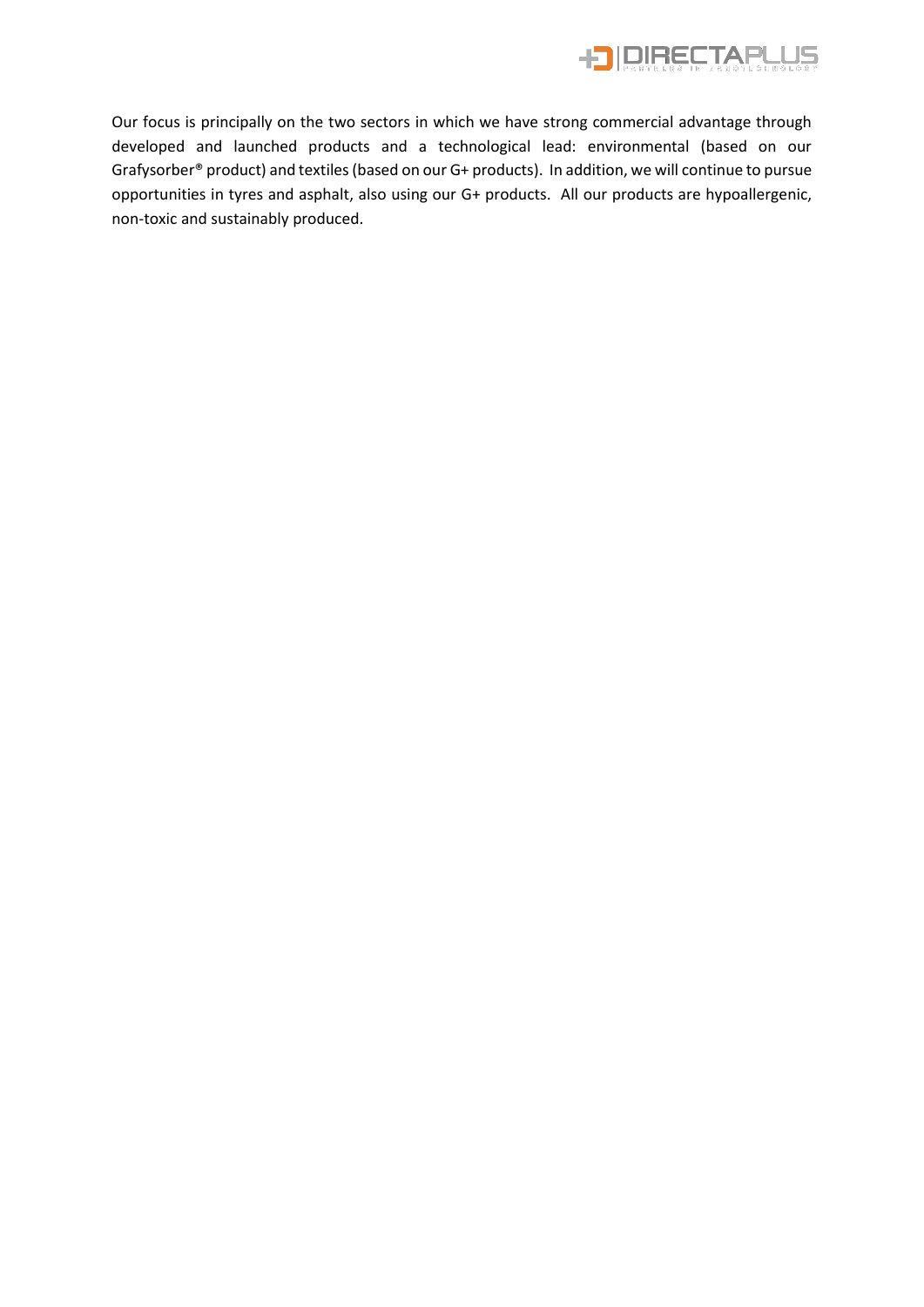Our focus is principally on the two sectors in which we have strong commercial advantage through developed and launched products and a technological lead: environmental (based on our Grafysorber® product) and textiles (based on our G+ products). In addition, we will continue to pursue opportunities in tyres and asphalt, also using our G+ products. All our products are hypoallergenic, non-toxic and sustainably produced.